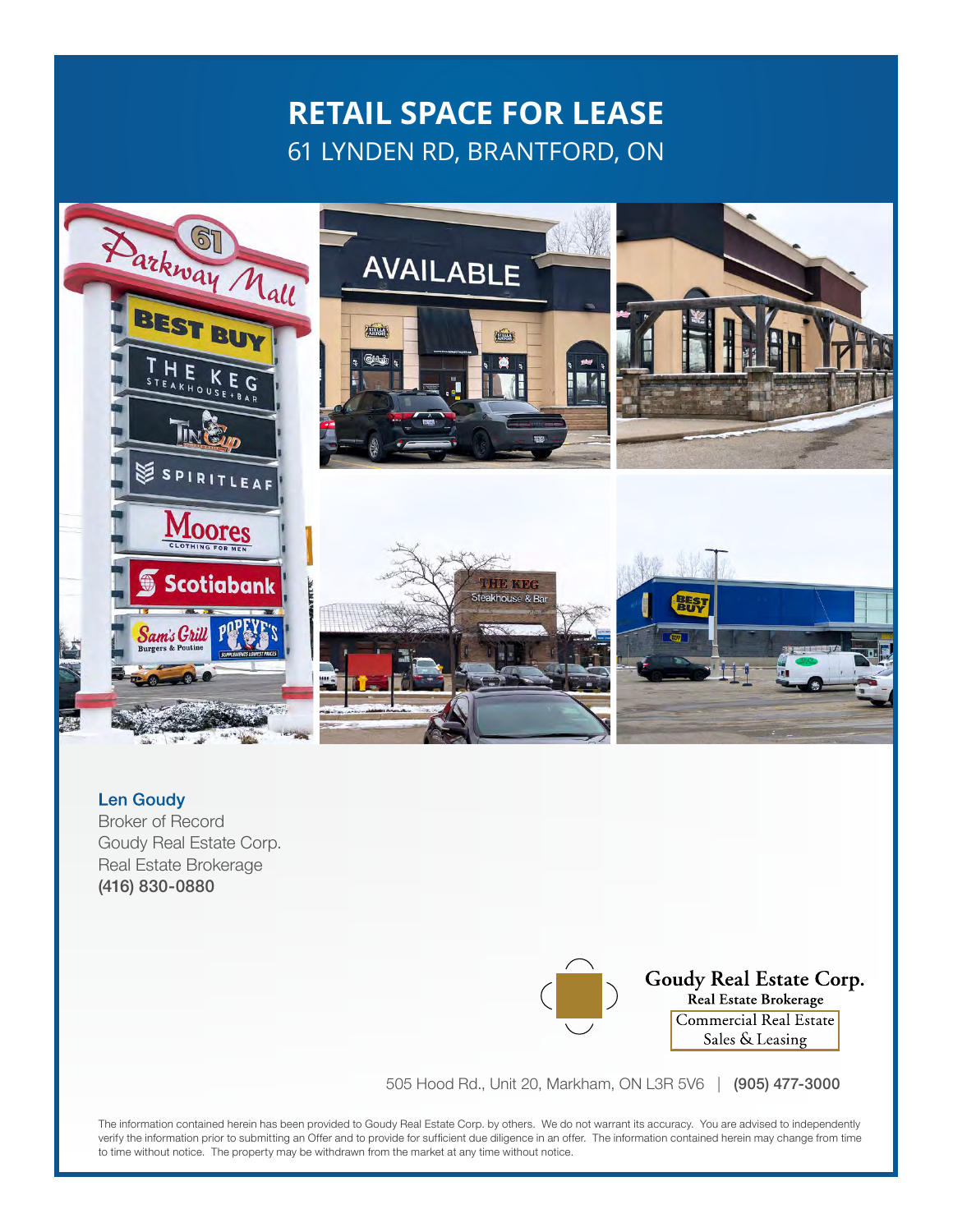# RETAIL SPACE FOR LEASE

61 LYNDEN RD, BRANTFORD, ON

**Len Goudy**
Broker of Record
Goudy Real Estate Corp.
Real Estate Brokerage
**(416) 830-0880**

**Goudy Real Estate Corp.**
**Real Estate Brokerage**
Commercial Real Estate
Sales & Leasing

505 Hood Rd., Unit 20, Markham, ON L3R 5V6 | **(905) 477-3000**

The information contained herein has been provided to Goudy Real Estate Corp. by others. We do not warrant its accuracy. You are advised to independently verify the information prior to submitting an Offer and to provide for sufficient due diligence in an offer. The information contained herein may change from time to time without notice. The property may be withdrawn from the market at any time without notice.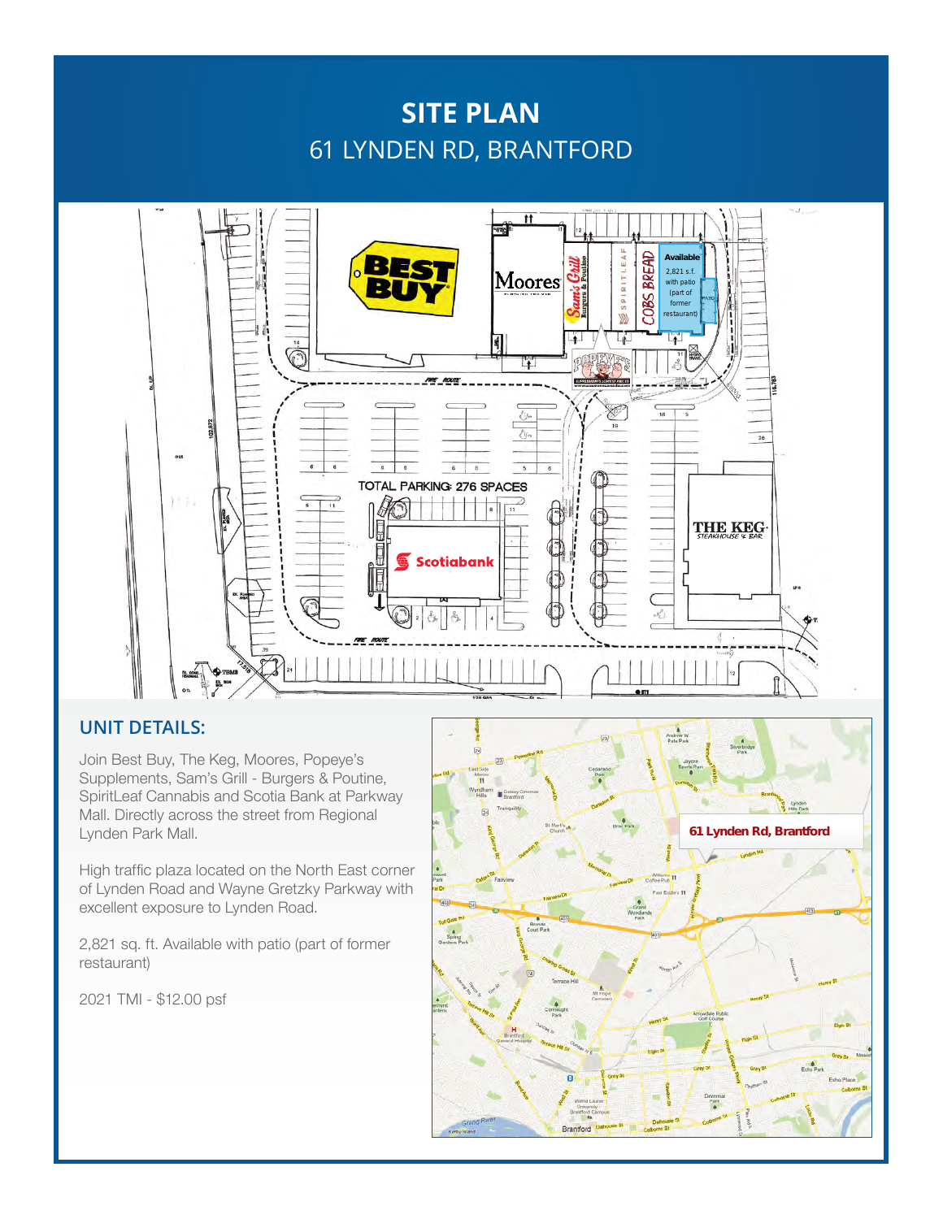# SITE PLAN

## 61 LYNDEN RD, BRANTFORD

BEST BUY

Moores

Sam's Grill Burgers & Poutine

SPIRITLEAF

COBS BREAD

Available
2,821 s.f.
with patio
(part of
former
restaurant)

POPEYE'S SUPPLEMENTS

FIRE ROUTE

TOTAL PARKING: 276 SPACES

Scotiabank

THE KEG STEAKHOUSE & BAR

FIRE ROUTE

## UNIT DETAILS:

Join Best Buy, The Keg, Moores, Popeye's Supplements, Sam's Grill - Burgers & Poutine, SpiritLeaf Cannabis and Scotia Bank at Parkway Mall. Directly across the street from Regional Lynden Park Mall.

High traffic plaza located on the North East corner of Lynden Road and Wayne Gretzky Parkway with excellent exposure to Lynden Road.

2,821 sq. ft. Available with patio (part of former restaurant)

2021 TMI - $12.00 psf

61 Lynden Rd, Brantford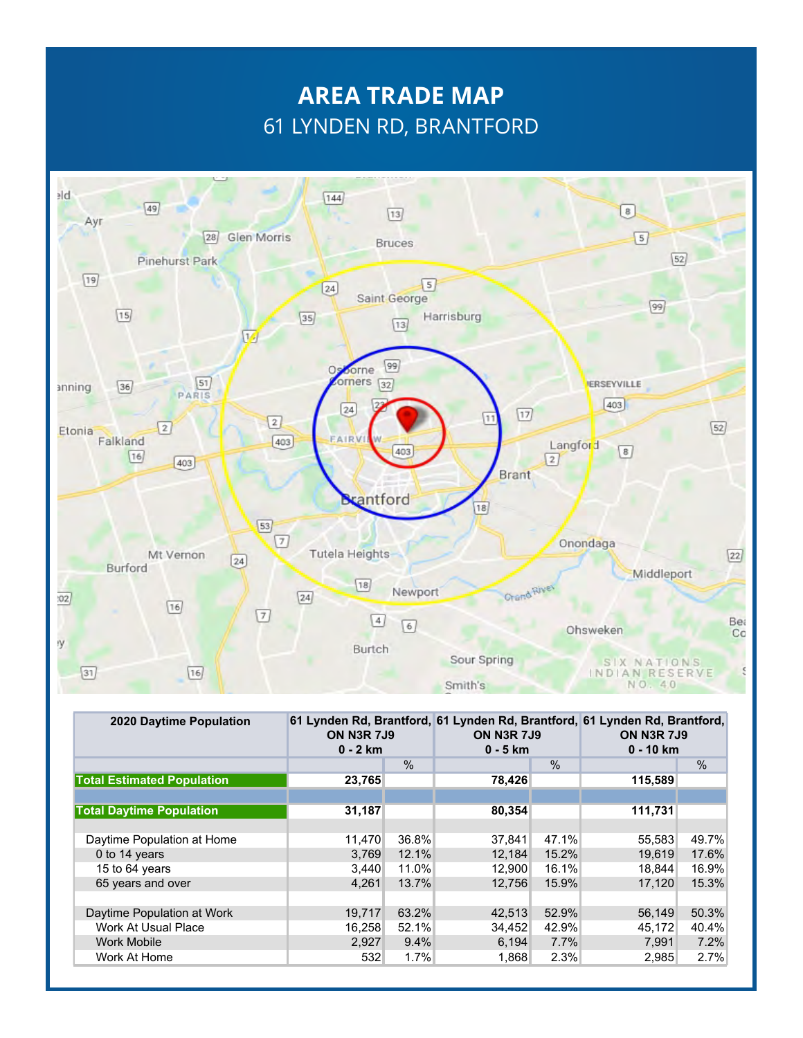# AREA TRADE MAP
## 61 LYNDEN RD, BRANTFORD

| 2020 Daytime Population | 61 Lynden Rd, Brantford, ON N3R 7J9 0 - 2 km | | 61 Lynden Rd, Brantford, ON N3R 7J9 0 - 5 km | | 61 Lynden Rd, Brantford, ON N3R 7J9 0 - 10 km | |
|---|---|---|---|---|---|---|
| | | % | | % | | % |
| **Total Estimated Population** | **23,765** | | **78,426** | | **115,589** | |
| | | | | | | |
| **Total Daytime Population** | **31,187** | | **80,354** | | **111,731** | |
| | | | | | | |
| Daytime Population at Home | 11,470 | 36.8% | 37,841 | 47.1% | 55,583 | 49.7% |
| 0 to 14 years | 3,769 | 12.1% | 12,184 | 15.2% | 19,619 | 17.6% |
| 15 to 64 years | 3,440 | 11.0% | 12,900 | 16.1% | 18,844 | 16.9% |
| 65 years and over | 4,261 | 13.7% | 12,756 | 15.9% | 17,120 | 15.3% |
| | | | | | | |
| Daytime Population at Work | 19,717 | 63.2% | 42,513 | 52.9% | 56,149 | 50.3% |
| Work At Usual Place | 16,258 | 52.1% | 34,452 | 42.9% | 45,172 | 40.4% |
| Work Mobile | 2,927 | 9.4% | 6,194 | 7.7% | 7,991 | 7.2% |
| Work At Home | 532 | 1.7% | 1,868 | 2.3% | 2,985 | 2.7% |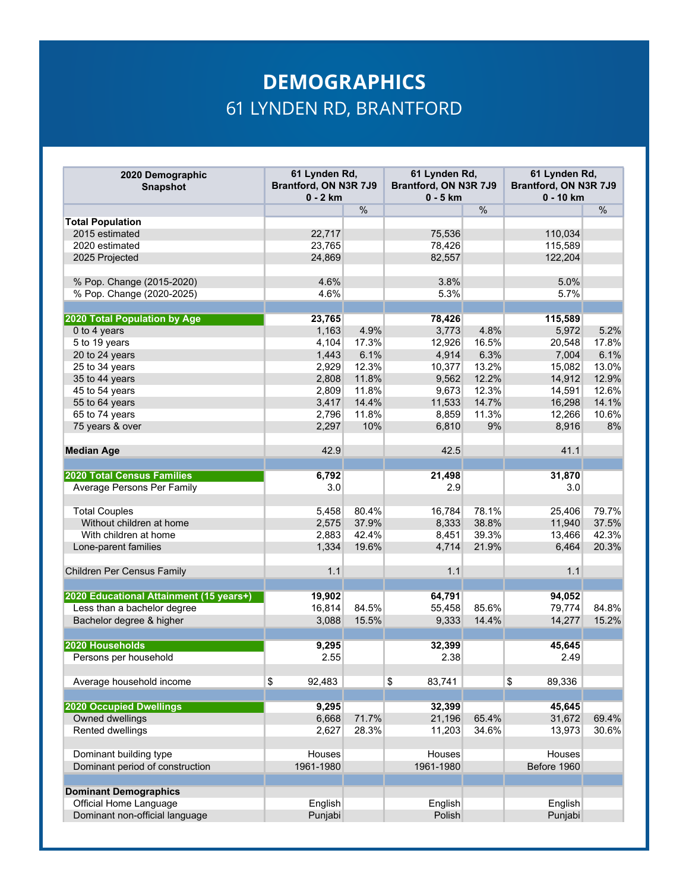# DEMOGRAPHICS

## 61 LYNDEN RD, BRANTFORD

| 2020 Demographic Snapshot | 61 Lynden Rd, Brantford, ON N3R 7J9 0 - 2 km | | 61 Lynden Rd, Brantford, ON N3R 7J9 0 - 5 km | | 61 Lynden Rd, Brantford, ON N3R 7J9 0 - 10 km | |
|---|---|---|---|---|---|---|
| | | % | | % | | % |
| **Total Population** | | | | | | |
| 2015 estimated | 22,717 | | 75,536 | | 110,034 | |
| 2020 estimated | 23,765 | | 78,426 | | 115,589 | |
| 2025 Projected | 24,869 | | 82,557 | | 122,204 | |
| | | | | | | |
| % Pop. Change (2015-2020) | 4.6% | | 3.8% | | 5.0% | |
| % Pop. Change (2020-2025) | 4.6% | | 5.3% | | 5.7% | |
| | | | | | | |
| **2020 Total Population by Age** | **23,765** | | **78,426** | | **115,589** | |
| 0 to 4 years | 1,163 | 4.9% | 3,773 | 4.8% | 5,972 | 5.2% |
| 5 to 19 years | 4,104 | 17.3% | 12,926 | 16.5% | 20,548 | 17.8% |
| 20 to 24 years | 1,443 | 6.1% | 4,914 | 6.3% | 7,004 | 6.1% |
| 25 to 34 years | 2,929 | 12.3% | 10,377 | 13.2% | 15,082 | 13.0% |
| 35 to 44 years | 2,808 | 11.8% | 9,562 | 12.2% | 14,912 | 12.9% |
| 45 to 54 years | 2,809 | 11.8% | 9,673 | 12.3% | 14,591 | 12.6% |
| 55 to 64 years | 3,417 | 14.4% | 11,533 | 14.7% | 16,298 | 14.1% |
| 65 to 74 years | 2,796 | 11.8% | 8,859 | 11.3% | 12,266 | 10.6% |
| 75 years & over | 2,297 | 10% | 6,810 | 9% | 8,916 | 8% |
| | | | | | | |
| **Median Age** | 42.9 | | 42.5 | | 41.1 | |
| | | | | | | |
| **2020 Total Census Families** | **6,792** | | **21,498** | | **31,870** | |
| Average Persons Per Family | 3.0 | | 2.9 | | 3.0 | |
| | | | | | | |
| Total Couples | 5,458 | 80.4% | 16,784 | 78.1% | 25,406 | 79.7% |
| Without children at home | 2,575 | 37.9% | 8,333 | 38.8% | 11,940 | 37.5% |
| With children at home | 2,883 | 42.4% | 8,451 | 39.3% | 13,466 | 42.3% |
| Lone-parent families | 1,334 | 19.6% | 4,714 | 21.9% | 6,464 | 20.3% |
| | | | | | | |
| Children Per Census Family | 1.1 | | 1.1 | | 1.1 | |
| | | | | | | |
| **2020 Educational Attainment (15 years+)** | **19,902** | | **64,791** | | **94,052** | |
| Less than a bachelor degree | 16,814 | 84.5% | 55,458 | 85.6% | 79,774 | 84.8% |
| Bachelor degree & higher | 3,088 | 15.5% | 9,333 | 14.4% | 14,277 | 15.2% |
| | | | | | | |
| **2020 Households** | **9,295** | | **32,399** | | **45,645** | |
| Persons per household | 2.55 | | 2.38 | | 2.49 | |
| | | | | | | |
| Average household income | $ 92,483 | | $ 83,741 | | $ 89,336 | |
| | | | | | | |
| **2020 Occupied Dwellings** | **9,295** | | **32,399** | | **45,645** | |
| Owned dwellings | 6,668 | 71.7% | 21,196 | 65.4% | 31,672 | 69.4% |
| Rented dwellings | 2,627 | 28.3% | 11,203 | 34.6% | 13,973 | 30.6% |
| | | | | | | |
| Dominant building type | Houses | | Houses | | Houses | |
| Dominant period of construction | 1961-1980 | | 1961-1980 | | Before 1960 | |
| | | | | | | |
| **Dominant Demographics** | | | | | | |
| Official Home Language | English | | English | | English | |
| Dominant non-official language | Punjabi | | Polish | | Punjabi | |